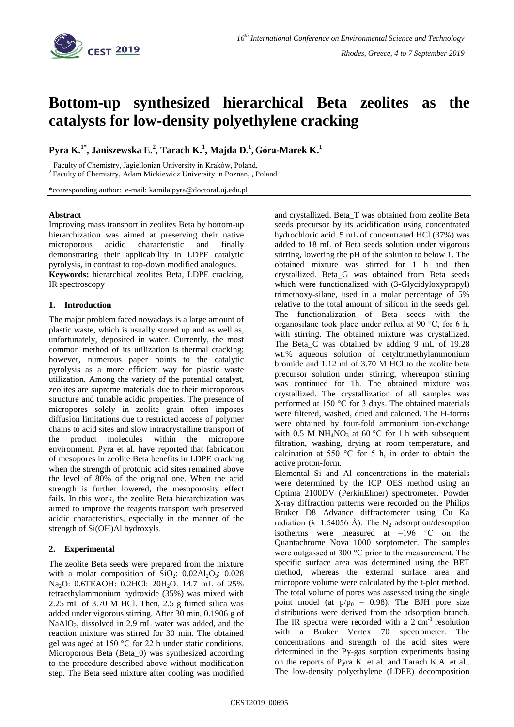# Bottom-up synthesized hierarchical Beta zeolites as the catalysts for low-density polyethylene cracking

**Pyra K.[1*], Janiszewska E.[2], Tarach K.[1], Majda D.[1], Góra-Marek K.[1]**

[1] Faculty of Chemistry, Jagiellonian University in Kraków, Poland,

[2] Faculty of Chemistry, Adam Mickiewicz University in Poznan, , Poland

*corresponding author: e-mail: kamila.pyra@doctoral.uj.edu.pl

**Abstract**

Improving mass transport in zeolites Beta by bottom-up hierarchization was aimed at preserving their native microporous acidic characteristic and finally demonstrating their applicability in LDPE catalytic pyrolysis, in contrast to top-down modified analogues.

**Keywords:** hierarchical zeolites Beta, LDPE cracking, IR spectroscopy

## 1. Introduction

The major problem faced nowadays is a large amount of plastic waste, which is usually stored up and as well as, unfortunately, deposited in water. Currently, the most common method of its utilization is thermal cracking; however, numerous paper points to the catalytic pyrolysis as a more efficient way for plastic waste utilization. Among the variety of the potential catalyst, zeolites are supreme materials due to their microporous structure and tunable acidic properties. The presence of micropores solely in zeolite grain often imposes diffusion limitations due to restricted access of polymer chains to acid sites and slow intracrystalline transport of the product molecules within the micropore environment. Pyra et al. have reported that fabrication of mesopores in zeolite Beta benefits in LDPE cracking when the strength of protonic acid sites remained above the level of 80% of the original one. When the acid strength is further lowered, the mesoporosity effect fails. In this work, the zeolite Beta hierarchization was aimed to improve the reagents transport with preserved acidic characteristics, especially in the manner of the strength of Si(OH)Al hydroxyls.

## 2. Experimental

The zeolite Beta seeds were prepared from the mixture with a molar composition of $SiO_2$: $0.02Al_2O_3$: 0.028 $Na_2O$: 0.6TEAOH: 0.2HCl: $20H_2O$. 14.7 mL of 25% tetraethylammonium hydroxide (35%) was mixed with 2.25 mL of 3.70 M HCl. Then, 2.5 g fumed silica was added under vigorous stirring. After 30 min, 0.1906 g of $NaAlO_2$, dissolved in 2.9 mL water was added, and the reaction mixture was stirred for 30 min. The obtained gel was aged at 150 °C for 22 h under static conditions. Microporous Beta (Beta_0) was synthesized according to the procedure described above without modification step. The Beta seed mixture after cooling was modified and crystallized. Beta_T was obtained from zeolite Beta seeds precursor by its acidification using concentrated hydrochloric acid. 5 mL of concentrated HCl (37%) was added to 18 mL of Beta seeds solution under vigorous stirring, lowering the pH of the solution to below 1. The obtained mixture was stirred for 1 h and then crystallized. Beta_G was obtained from Beta seeds which were functionalized with (3-Glycidyloxypropyl) trimethoxy-silane, used in a molar percentage of 5% relative to the total amount of silicon in the seeds gel. The functionalization of Beta seeds with the organosilane took place under reflux at 90 °C, for 6 h, with stirring. The obtained mixture was crystallized. The Beta_C was obtained by adding 9 mL of 19.28 wt.% aqueous solution of cetyltrimethylammonium bromide and 1.12 ml of 3.70 M HCl to the zeolite beta precursor solution under stirring, whereupon stirring was continued for 1h. The obtained mixture was crystallized. The crystallization of all samples was performed at 150 °C for 3 days. The obtained materials were filtered, washed, dried and calcined. The H-forms were obtained by four-fold ammonium ion-exchange with 0.5 M $NH_4NO_3$ at 60 °C for 1 h with subsequent filtration, washing, drying at room temperature, and calcination at 550 °C for 5 h, in order to obtain the active proton-form.

Elemental Si and Al concentrations in the materials were determined by the ICP OES method using an Optima 2100DV (PerkinElmer) spectrometer. Powder X-ray diffraction patterns were recorded on the Philips Bruker D8 Advance diffractometer using Cu Ka radiation ($\lambda$=1.54056 Å). The $N_2$ adsorption/desorption isotherms were measured at –196 °C on the Quantachrome Nova 1000 sorptometer. The samples were outgassed at 300 °C prior to the measurement. The specific surface area was determined using the BET method, whereas the external surface area and micropore volume were calculated by the t-plot method. The total volume of pores was assessed using the single point model (at $p/p_0$ = 0.98). The BJH pore size distributions were derived from the adsorption branch. The IR spectra were recorded with a 2 $cm^{-1}$ resolution with a Bruker Vertex 70 spectrometer. The concentrations and strength of the acid sites were determined in the Py-gas sorption experiments basing on the reports of Pyra K. et al. and Tarach K.A. et al.. The low-density polyethylene (LDPE) decomposition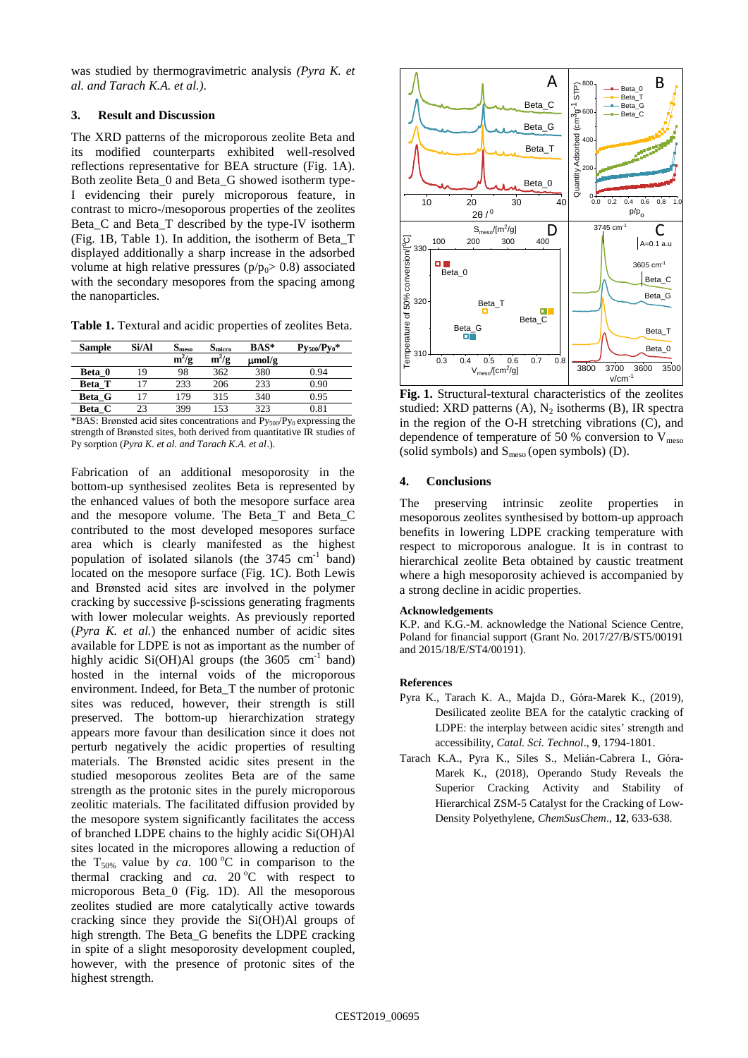was studied by thermogravimetric analysis *(Pyra K. et al. and Tarach K.A. et al.)*.

### 3. Result and Discussion

The XRD patterns of the microporous zeolite Beta and its modified counterparts exhibited well-resolved reflections representative for BEA structure (Fig. 1A). Both zeolite Beta_0 and Beta_G showed isotherm type-I evidencing their purely microporous feature, in contrast to micro-/mesoporous properties of the zeolites Beta_C and Beta_T described by the type-IV isotherm (Fig. 1B, Table 1). In addition, the isotherm of Beta_T displayed additionally a sharp increase in the adsorbed volume at high relative pressures ($p/p_0 > 0.8$) associated with the secondary mesopores from the spacing among the nanoparticles.

**Table 1.** Textural and acidic properties of zeolites Beta.

| Sample | Si/Al | $S_{meso}$ $m^2/g$ | $S_{micro}$ $m^2/g$ | BAS* μmol/g | $Py_{500}/Py_0$* |
|---|---|---|---|---|---|
| **Beta_0** | 19 | 98 | 362 | 380 | 0.94 |
| **Beta_T** | 17 | 233 | 206 | 233 | 0.90 |
| **Beta_G** | 17 | 179 | 315 | 340 | 0.95 |
| **Beta_C** | 23 | 399 | 153 | 323 | 0.81 |

*BAS: Brønsted acid sites concentrations and $Py_{500}/Py_0$ expressing the strength of Brønsted sites, both derived from quantitative IR studies of Py sorption (*Pyra K. et al. and Tarach K.A. et al*.).

Fabrication of an additional mesoporosity in the bottom-up synthesised zeolites Beta is represented by the enhanced values of both the mesopore surface area and the mesopore volume. The Beta_T and Beta_C contributed to the most developed mesopores surface area which is clearly manifested as the highest population of isolated silanols (the 3745 $cm^{-1}$ band) located on the mesopore surface (Fig. 1C). Both Lewis and Brønsted acid sites are involved in the polymer cracking by successive β-scissions generating fragments with lower molecular weights. As previously reported (*Pyra K. et al.*) the enhanced number of acidic sites available for LDPE is not as important as the number of highly acidic Si(OH)Al groups (the 3605 $cm^{-1}$ band) hosted in the internal voids of the microporous environment. Indeed, for Beta_T the number of protonic sites was reduced, however, their strength is still preserved. The bottom-up hierarchization strategy appears more favour than desilication since it does not perturb negatively the acidic properties of resulting materials. The Brønsted acidic sites present in the studied mesoporous zeolites Beta are of the same strength as the protonic sites in the purely microporous zeolitic materials. The facilitated diffusion provided by the mesopore system significantly facilitates the access of branched LDPE chains to the highly acidic Si(OH)Al sites located in the micropores allowing a reduction of the $T_{50\%}$ value by *ca.* 100 °C in comparison to the thermal cracking and *ca.* 20 °C with respect to microporous Beta_0 (Fig. 1D). All the mesoporous zeolites studied are more catalytically active towards cracking since they provide the Si(OH)Al groups of high strength. The Beta_G benefits the LDPE cracking in spite of a slight mesoporosity development coupled, however, with the presence of protonic sites of the highest strength.

A
Beta_C
Beta_G
Beta_T
Beta_0
10 20 30 40
2θ / °

B
Quantity Adsorbed (cm³g⁻¹ STP)
Beta_0
Beta_T
Beta_G
Beta_C
0 200 400 600 800
0.0 0.2 0.4 0.6 0.8 1.0
p/p₀

D
$S_{meso}$/[m²/g]
100 200 300 400
Temperature of 50% conversion/[°C]
330 320 310
Beta_0
Beta_T
Beta_C
Beta_G
0.3 0.4 0.5 0.6 0.7 0.8
$V_{meso}$/[cm²/g]

C
3745 cm⁻¹
A=0.1 a.u
3605 cm⁻¹
Beta_C
Beta_G
Beta_T
Beta_0
3800 3700 3600 3500
ν/cm⁻¹

**Fig. 1.** Structural-textural characteristics of the zeolites studied: XRD patterns (A), $N_2$ isotherms (B), IR spectra in the region of the O-H stretching vibrations (C), and dependence of temperature of 50 % conversion to $V_{meso}$ (solid symbols) and $S_{meso}$ (open symbols) (D).

### 4. Conclusions

The preserving intrinsic zeolite properties in mesoporous zeolites synthesised by bottom-up approach benefits in lowering LDPE cracking temperature with respect to microporous analogue. It is in contrast to hierarchical zeolite Beta obtained by caustic treatment where a high mesoporosity achieved is accompanied by a strong decline in acidic properties.

#### Acknowledgements

K.P. and K.G.-M. acknowledge the National Science Centre, Poland for financial support (Grant No. 2017/27/B/ST5/00191 and 2015/18/E/ST4/00191).

#### References

Pyra K., Tarach K. A., Majda D., Góra-Marek K., (2019), Desilicated zeolite BEA for the catalytic cracking of LDPE: the interplay between acidic sites' strength and accessibility, *Catal. Sci. Technol*., **9**, 1794-1801.

Tarach K.A., Pyra K., Siles S., Melián-Cabrera I., Góra-Marek K., (2018), Operando Study Reveals the Superior Cracking Activity and Stability of Hierarchical ZSM-5 Catalyst for the Cracking of Low-Density Polyethylene, *ChemSusChem*., **12**, 633-638.